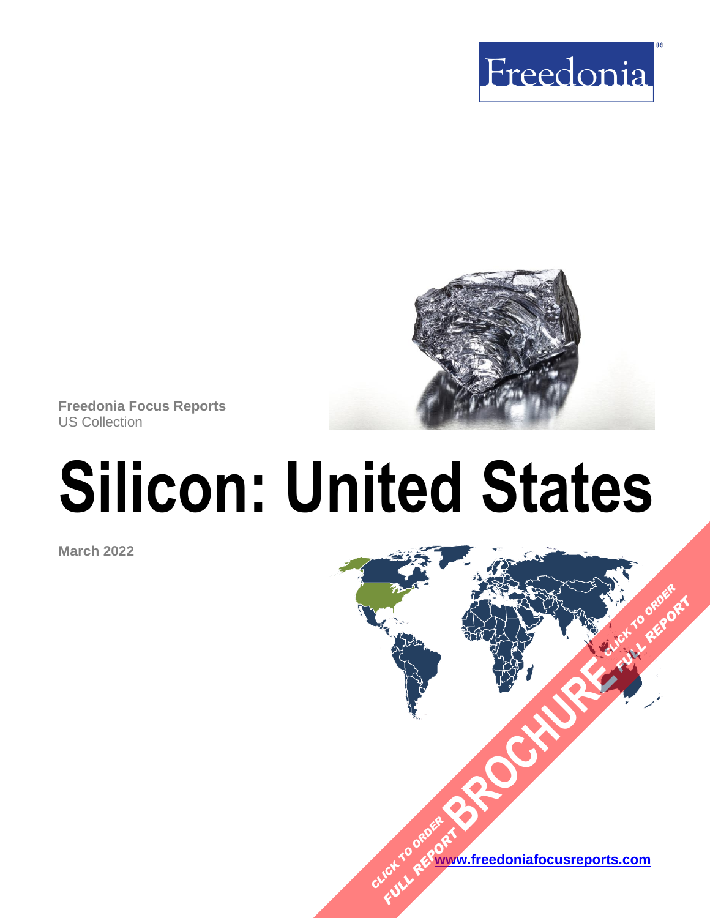Freedonia

**Freedonia Focus Reports**
US Collection

# Silicon: United States

**March 2022**

CLICK TO ORDER FULL REPORT BROCHURE CLICK TO ORDER FULL REPORT

**www.freedoniafocusreports.com**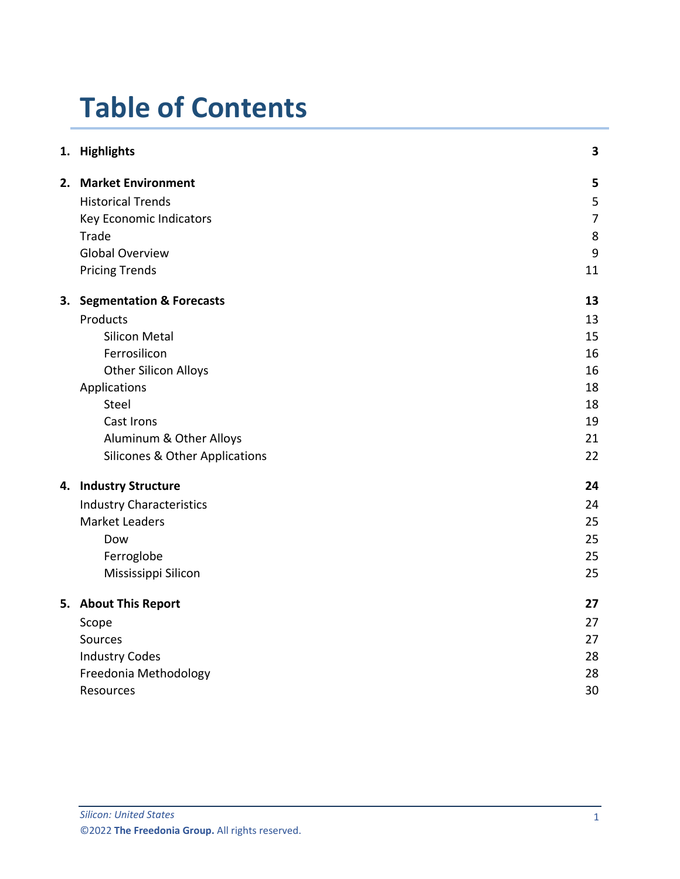# Table of Contents

| | | |
|---|---|---|
| **1.** | **Highlights** | **3** |
| **2.** | **Market Environment** | **5** |
| | Historical Trends | 5 |
| | Key Economic Indicators | 7 |
| | Trade | 8 |
| | Global Overview | 9 |
| | Pricing Trends | 11 |
| **3.** | **Segmentation & Forecasts** | **13** |
| | Products | 13 |
| | Silicon Metal | 15 |
| | Ferrosilicon | 16 |
| | Other Silicon Alloys | 16 |
| | Applications | 18 |
| | Steel | 18 |
| | Cast Irons | 19 |
| | Aluminum & Other Alloys | 21 |
| | Silicones & Other Applications | 22 |
| **4.** | **Industry Structure** | **24** |
| | Industry Characteristics | 24 |
| | Market Leaders | 25 |
| | Dow | 25 |
| | Ferroglobe | 25 |
| | Mississippi Silicon | 25 |
| **5.** | **About This Report** | **27** |
| | Scope | 27 |
| | Sources | 27 |
| | Industry Codes | 28 |
| | Freedonia Methodology | 28 |
| | Resources | 30 |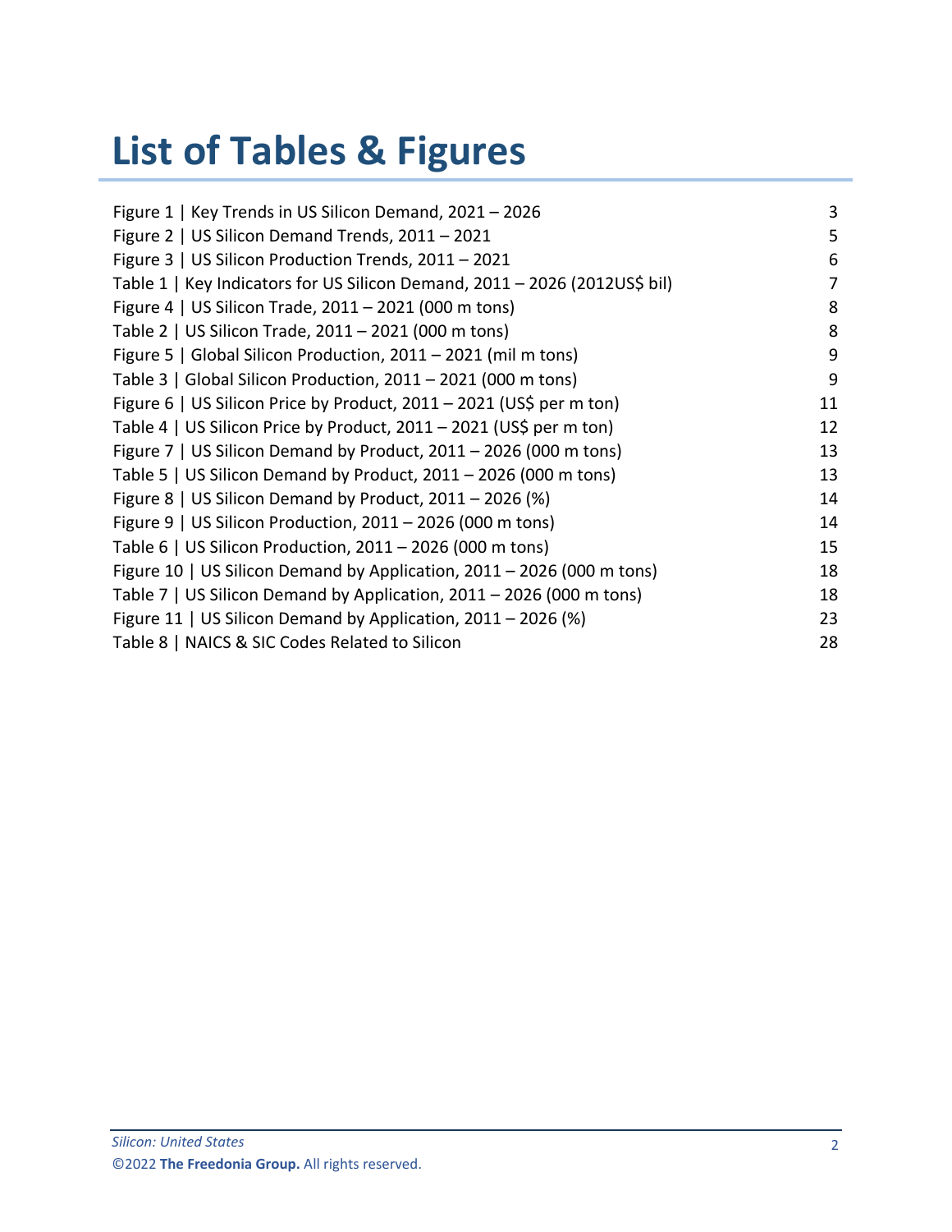# List of Tables & Figures

| | |
|---|---|
| Figure 1 \| Key Trends in US Silicon Demand, 2021 – 2026 | 3 |
| Figure 2 \| US Silicon Demand Trends, 2011 – 2021 | 5 |
| Figure 3 \| US Silicon Production Trends, 2011 – 2021 | 6 |
| Table 1 \| Key Indicators for US Silicon Demand, 2011 – 2026 (2012US$ bil) | 7 |
| Figure 4 \| US Silicon Trade, 2011 – 2021 (000 m tons) | 8 |
| Table 2 \| US Silicon Trade, 2011 – 2021 (000 m tons) | 8 |
| Figure 5 \| Global Silicon Production, 2011 – 2021 (mil m tons) | 9 |
| Table 3 \| Global Silicon Production, 2011 – 2021 (000 m tons) | 9 |
| Figure 6 \| US Silicon Price by Product, 2011 – 2021 (US$ per m ton) | 11 |
| Table 4 \| US Silicon Price by Product, 2011 – 2021 (US$ per m ton) | 12 |
| Figure 7 \| US Silicon Demand by Product, 2011 – 2026 (000 m tons) | 13 |
| Table 5 \| US Silicon Demand by Product, 2011 – 2026 (000 m tons) | 13 |
| Figure 8 \| US Silicon Demand by Product, 2011 – 2026 (%) | 14 |
| Figure 9 \| US Silicon Production, 2011 – 2026 (000 m tons) | 14 |
| Table 6 \| US Silicon Production, 2011 – 2026 (000 m tons) | 15 |
| Figure 10 \| US Silicon Demand by Application, 2011 – 2026 (000 m tons) | 18 |
| Table 7 \| US Silicon Demand by Application, 2011 – 2026 (000 m tons) | 18 |
| Figure 11 \| US Silicon Demand by Application, 2011 – 2026 (%) | 23 |
| Table 8 \| NAICS & SIC Codes Related to Silicon | 28 |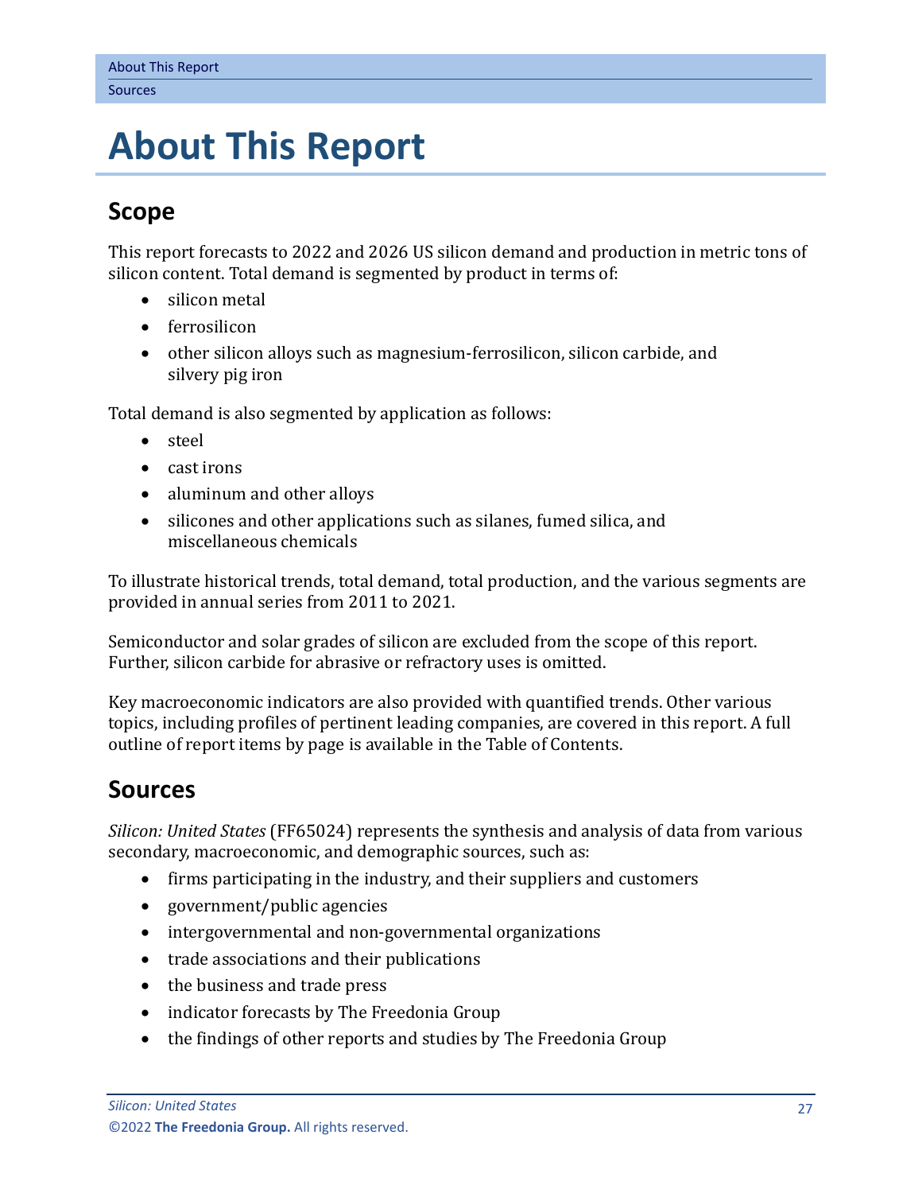# About This Report

## Scope

This report forecasts to 2022 and 2026 US silicon demand and production in metric tons of silicon content. Total demand is segmented by product in terms of:

- silicon metal
- ferrosilicon
- other silicon alloys such as magnesium-ferrosilicon, silicon carbide, and silvery pig iron

Total demand is also segmented by application as follows:

- steel
- cast irons
- aluminum and other alloys
- silicones and other applications such as silanes, fumed silica, and miscellaneous chemicals

To illustrate historical trends, total demand, total production, and the various segments are provided in annual series from 2011 to 2021.

Semiconductor and solar grades of silicon are excluded from the scope of this report. Further, silicon carbide for abrasive or refractory uses is omitted.

Key macroeconomic indicators are also provided with quantified trends. Other various topics, including profiles of pertinent leading companies, are covered in this report. A full outline of report items by page is available in the Table of Contents.

## Sources

*Silicon: United States* (FF65024) represents the synthesis and analysis of data from various secondary, macroeconomic, and demographic sources, such as:

- firms participating in the industry, and their suppliers and customers
- government/public agencies
- intergovernmental and non-governmental organizations
- trade associations and their publications
- the business and trade press
- indicator forecasts by The Freedonia Group
- the findings of other reports and studies by The Freedonia Group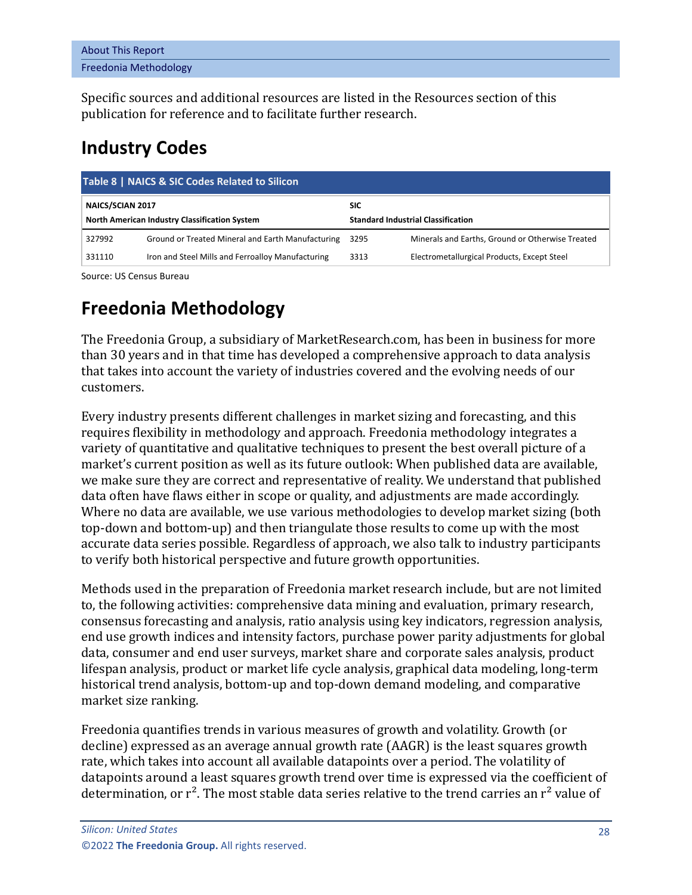Specific sources and additional resources are listed in the Resources section of this publication for reference and to facilitate further research.

## Industry Codes

**Table 8 | NAICS & SIC Codes Related to Silicon**

| NAICS/SCIAN 2017<br>North American Industry Classification System | | SIC<br>Standard Industrial Classification | |
|---|---|---|---|
| 327992 | Ground or Treated Mineral and Earth Manufacturing | 3295 | Minerals and Earths, Ground or Otherwise Treated |
| 331110 | Iron and Steel Mills and Ferroalloy Manufacturing | 3313 | Electrometallurgical Products, Except Steel |

Source: US Census Bureau

## Freedonia Methodology

The Freedonia Group, a subsidiary of MarketResearch.com, has been in business for more than 30 years and in that time has developed a comprehensive approach to data analysis that takes into account the variety of industries covered and the evolving needs of our customers.

Every industry presents different challenges in market sizing and forecasting, and this requires flexibility in methodology and approach. Freedonia methodology integrates a variety of quantitative and qualitative techniques to present the best overall picture of a market's current position as well as its future outlook: When published data are available, we make sure they are correct and representative of reality. We understand that published data often have flaws either in scope or quality, and adjustments are made accordingly. Where no data are available, we use various methodologies to develop market sizing (both top-down and bottom-up) and then triangulate those results to come up with the most accurate data series possible. Regardless of approach, we also talk to industry participants to verify both historical perspective and future growth opportunities.

Methods used in the preparation of Freedonia market research include, but are not limited to, the following activities: comprehensive data mining and evaluation, primary research, consensus forecasting and analysis, ratio analysis using key indicators, regression analysis, end use growth indices and intensity factors, purchase power parity adjustments for global data, consumer and end user surveys, market share and corporate sales analysis, product lifespan analysis, product or market life cycle analysis, graphical data modeling, long-term historical trend analysis, bottom-up and top-down demand modeling, and comparative market size ranking.

Freedonia quantifies trends in various measures of growth and volatility. Growth (or decline) expressed as an average annual growth rate (AAGR) is the least squares growth rate, which takes into account all available datapoints over a period. The volatility of datapoints around a least squares growth trend over time is expressed via the coefficient of determination, or $r^2$. The most stable data series relative to the trend carries an $r^2$ value of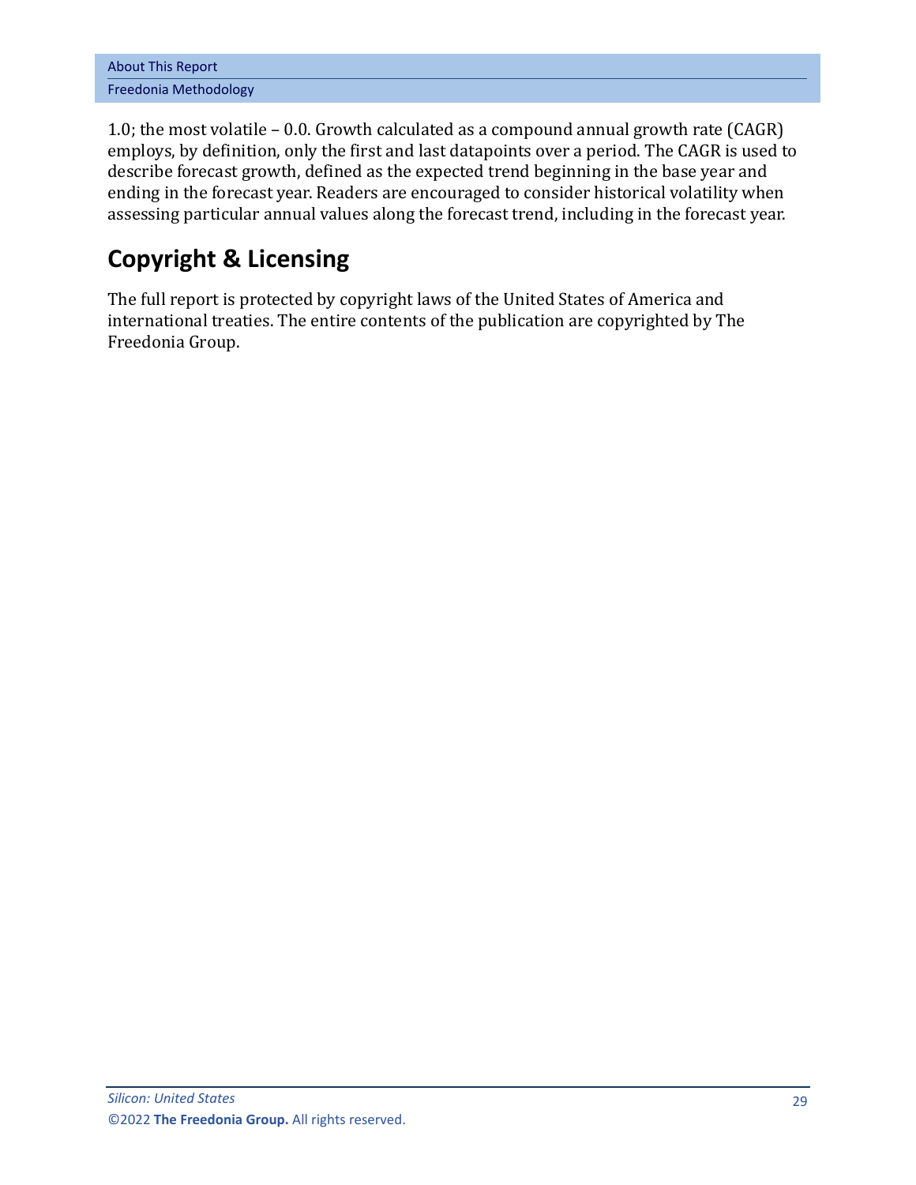1.0; the most volatile – 0.0. Growth calculated as a compound annual growth rate (CAGR) employs, by definition, only the first and last datapoints over a period. The CAGR is used to describe forecast growth, defined as the expected trend beginning in the base year and ending in the forecast year. Readers are encouraged to consider historical volatility when assessing particular annual values along the forecast trend, including in the forecast year.

## Copyright & Licensing

The full report is protected by copyright laws of the United States of America and international treaties. The entire contents of the publication are copyrighted by The Freedonia Group.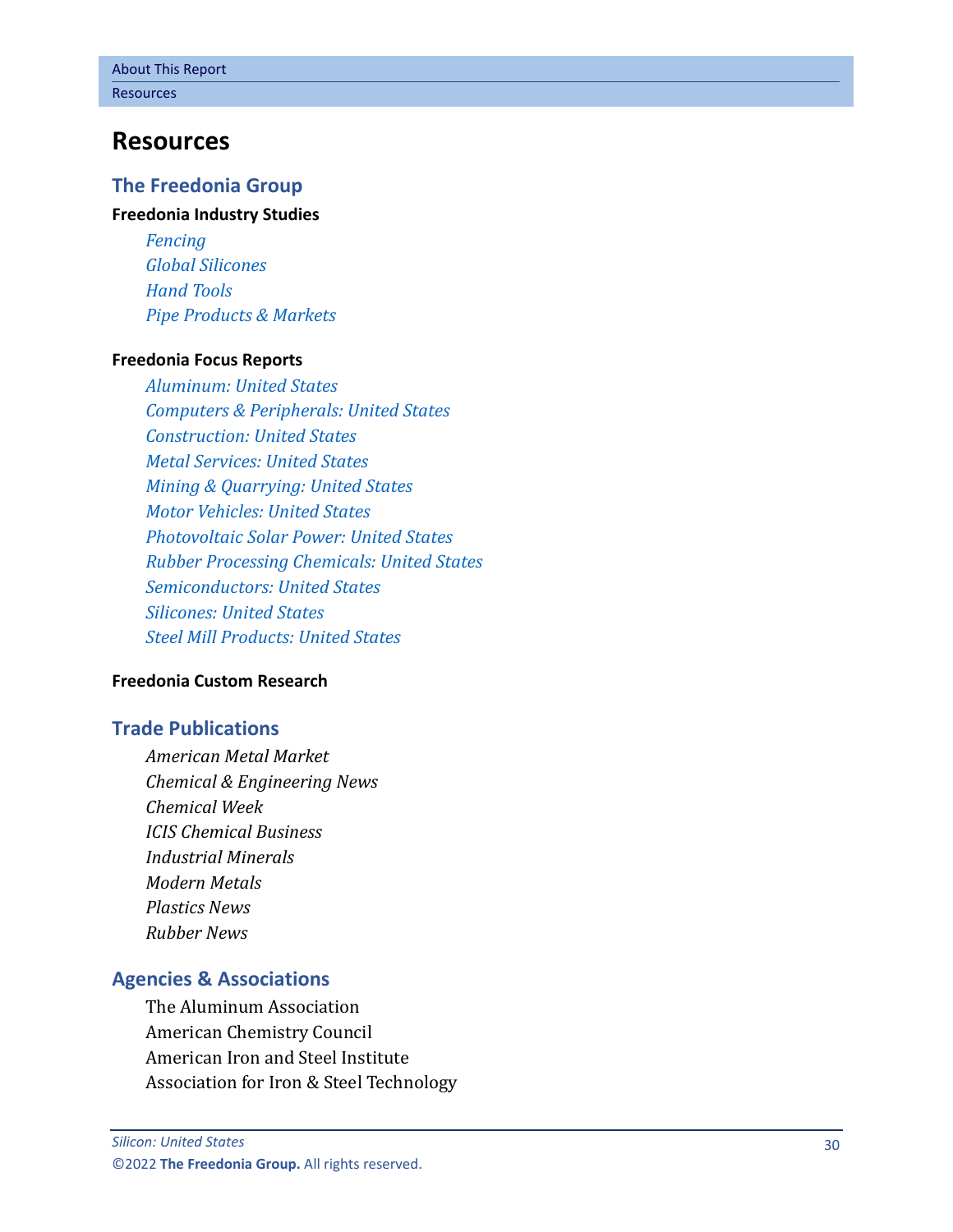# Resources

## The Freedonia Group

**Freedonia Industry Studies**

*Fencing*
*Global Silicones*
*Hand Tools*
*Pipe Products & Markets*

**Freedonia Focus Reports**

*Aluminum: United States*
*Computers & Peripherals: United States*
*Construction: United States*
*Metal Services: United States*
*Mining & Quarrying: United States*
*Motor Vehicles: United States*
*Photovoltaic Solar Power: United States*
*Rubber Processing Chemicals: United States*
*Semiconductors: United States*
*Silicones: United States*
*Steel Mill Products: United States*

**Freedonia Custom Research**

## Trade Publications

*American Metal Market*
*Chemical & Engineering News*
*Chemical Week*
*ICIS Chemical Business*
*Industrial Minerals*
*Modern Metals*
*Plastics News*
*Rubber News*

## Agencies & Associations

The Aluminum Association
American Chemistry Council
American Iron and Steel Institute
Association for Iron & Steel Technology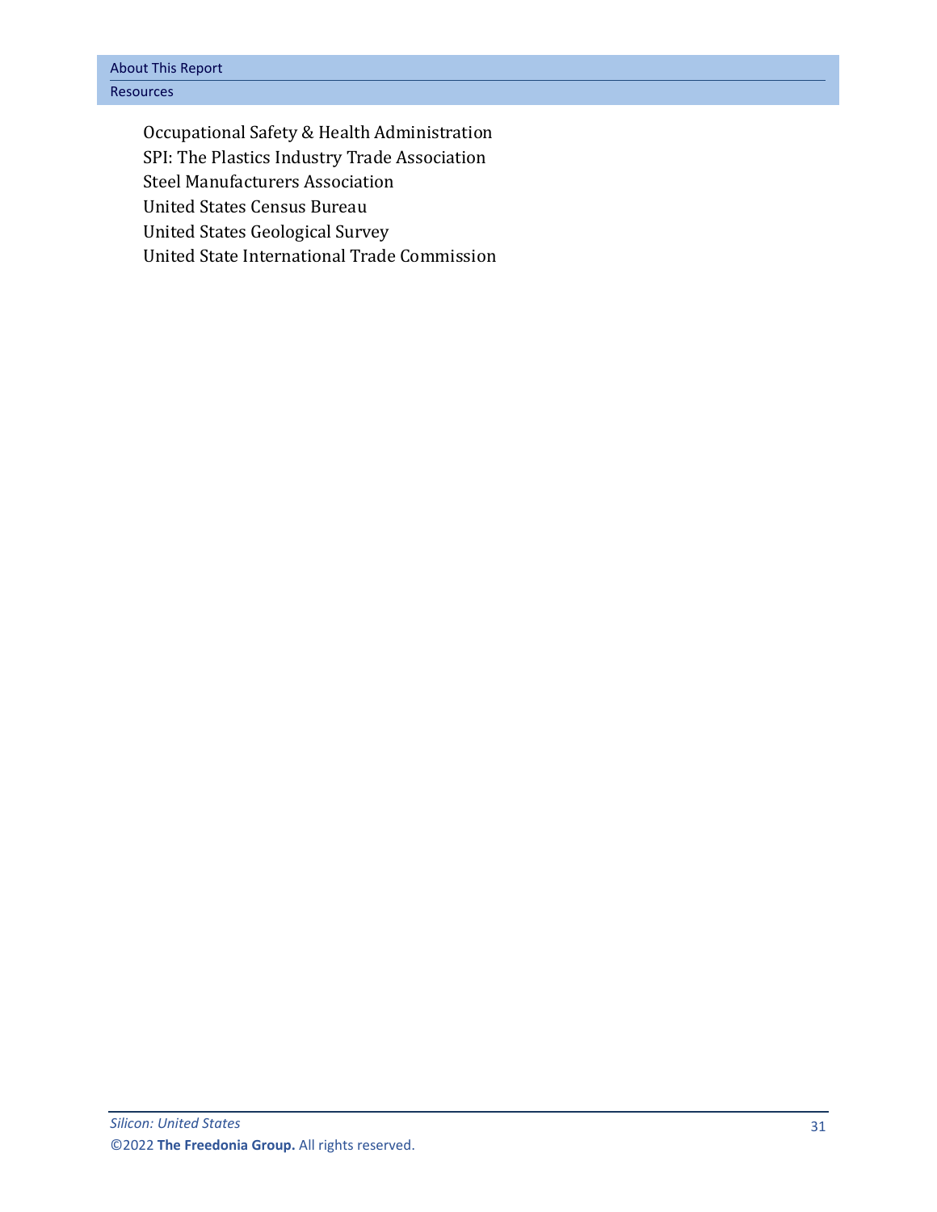Occupational Safety & Health Administration
SPI: The Plastics Industry Trade Association
Steel Manufacturers Association
United States Census Bureau
United States Geological Survey
United State International Trade Commission